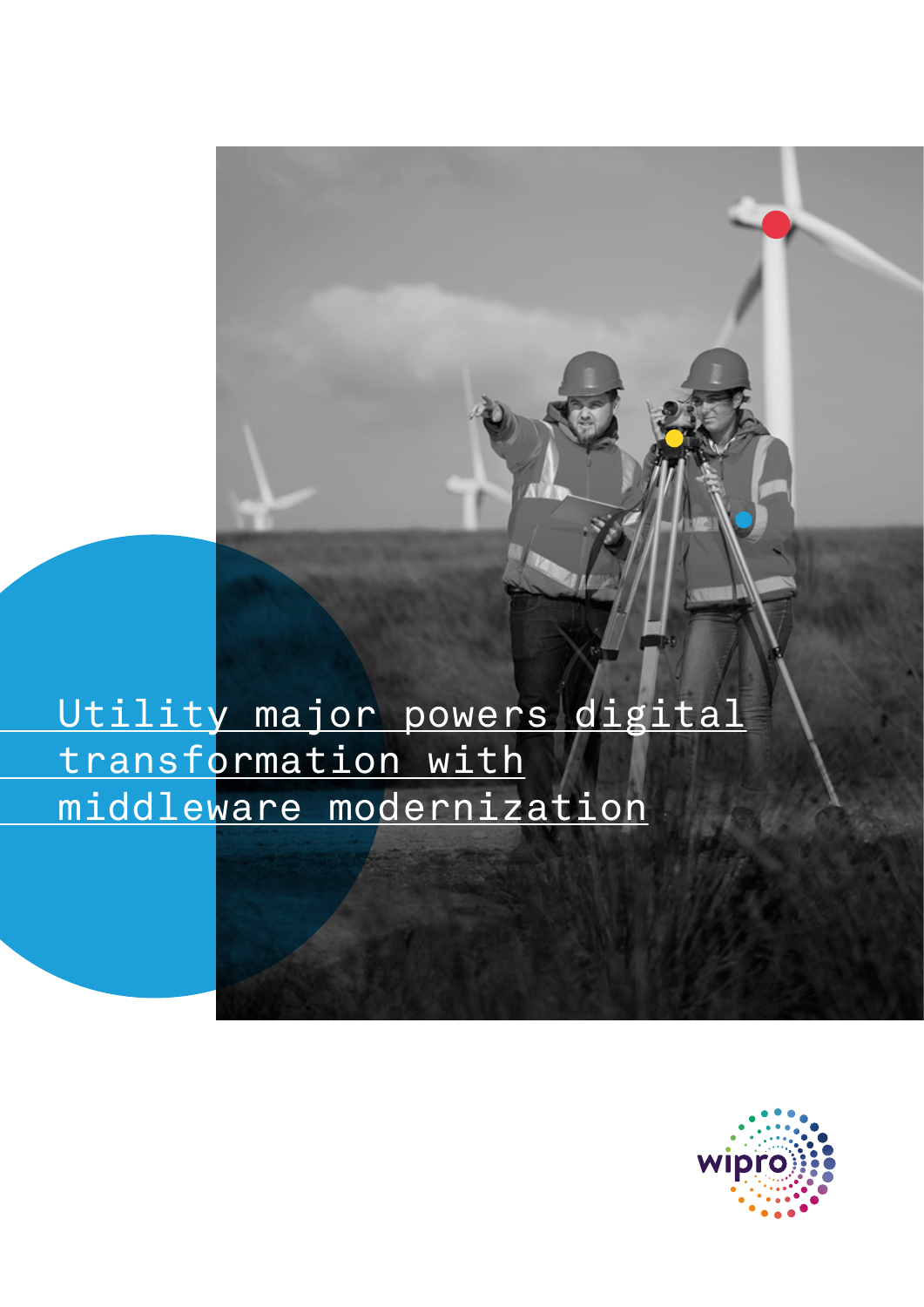# Utility major powers digital transformation with middleware modernization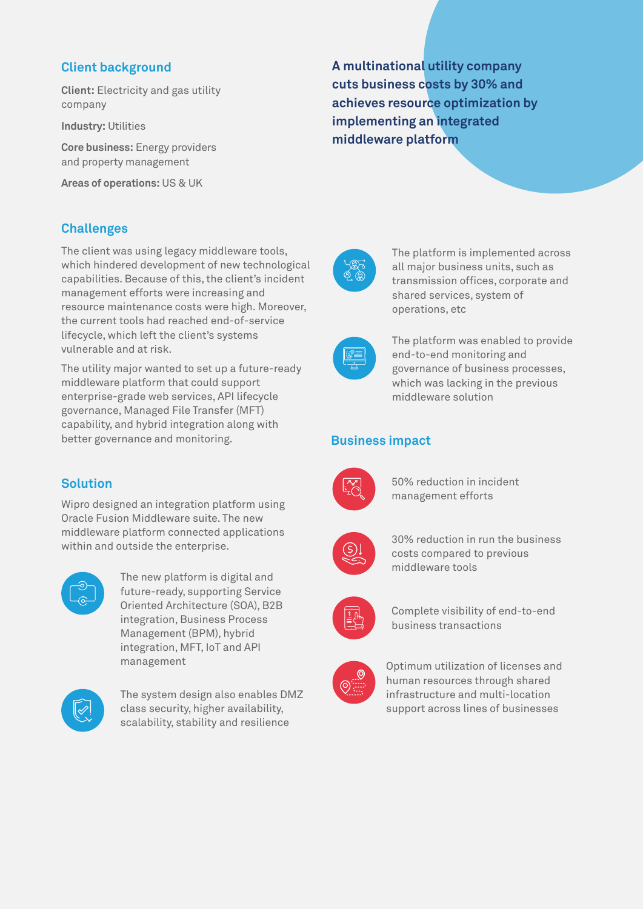## A multinational utility company cuts business costs by 30% and achieves resource optimization by implementing an integrated middleware platform

## Client background

**Client:** Electricity and gas utility company

**Industry:** Utilities

**Core business:** Energy providers and property management

**Areas of operations:** US & UK

## Challenges

The client was using legacy middleware tools, which hindered development of new technological capabilities. Because of this, the client's incident management efforts were increasing and resource maintenance costs were high. Moreover, the current tools had reached end-of-service lifecycle, which left the client's systems vulnerable and at risk.

The utility major wanted to set up a future-ready middleware platform that could support enterprise-grade web services, API lifecycle governance, Managed File Transfer (MFT) capability, and hybrid integration along with better governance and monitoring.

## Solution

Wipro designed an integration platform using Oracle Fusion Middleware suite. The new middleware platform connected applications within and outside the enterprise.

- The new platform is digital and future-ready, supporting Service Oriented Architecture (SOA), B2B integration, Business Process Management (BPM), hybrid integration, MFT, IoT and API management
- The system design also enables DMZ class security, higher availability, scalability, stability and resilience
- The platform is implemented across all major business units, such as transmission offices, corporate and shared services, system of operations, etc
- The platform was enabled to provide end-to-end monitoring and governance of business processes, which was lacking in the previous middleware solution

## Business impact

- 50% reduction in incident management efforts
- 30% reduction in run the business costs compared to previous middleware tools
- Complete visibility of end-to-end business transactions
- Optimum utilization of licenses and human resources through shared infrastructure and multi-location support across lines of businesses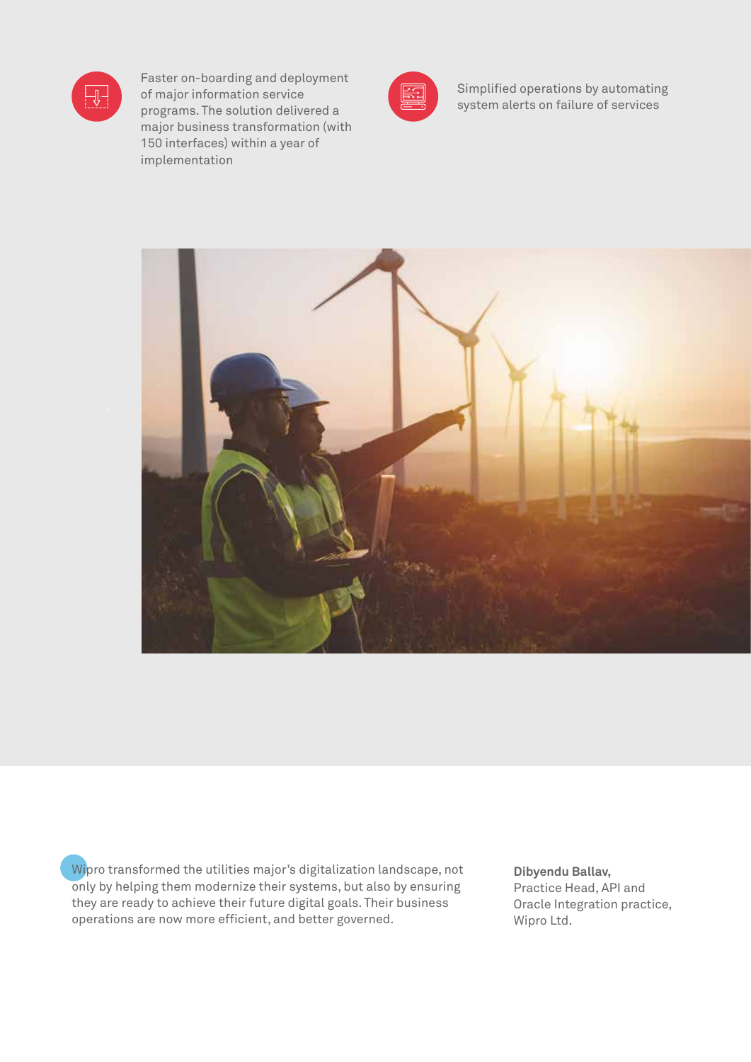Faster on-boarding and deployment of major information service programs. The solution delivered a major business transformation (with 150 interfaces) within a year of implementation

Simplified operations by automating system alerts on failure of services

Wipro transformed the utilities major's digitalization landscape, not only by helping them modernize their systems, but also by ensuring they are ready to achieve their future digital goals. Their business operations are now more efficient, and better governed.

**Dibyendu Ballav,**
Practice Head, API and Oracle Integration practice,
Wipro Ltd.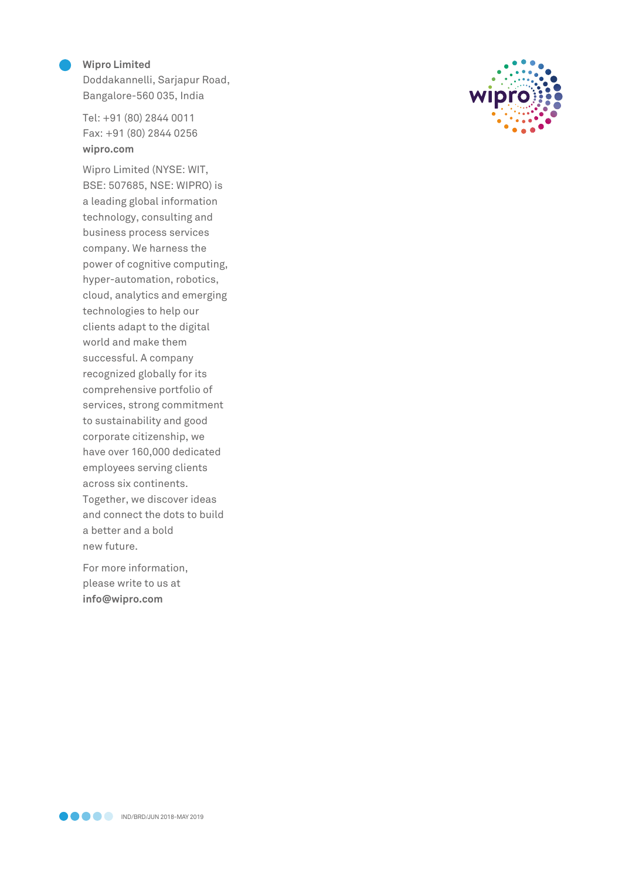**Wipro Limited**
Doddakannelli, Sarjapur Road,
Bangalore-560 035, India

Tel: +91 (80) 2844 0011
Fax: +91 (80) 2844 0256
**wipro.com**

Wipro Limited (NYSE: WIT, BSE: 507685, NSE: WIPRO) is a leading global information technology, consulting and business process services company. We harness the power of cognitive computing, hyper-automation, robotics, cloud, analytics and emerging technologies to help our clients adapt to the digital world and make them successful. A company recognized globally for its comprehensive portfolio of services, strong commitment to sustainability and good corporate citizenship, we have over 160,000 dedicated employees serving clients across six continents. Together, we discover ideas and connect the dots to build a better and a bold new future.

For more information, please write to us at **info@wipro.com**

IND/BRD/JUN 2018-MAY 2019